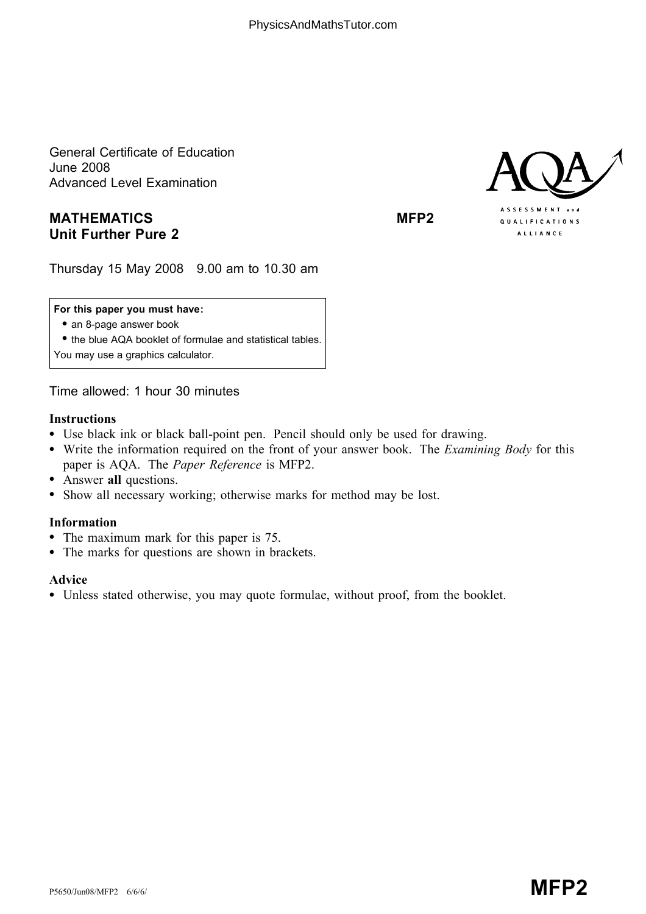General Certificate of Education
June 2008
Advanced Level Examination

**MATHEMATICS** **MFP2**
**Unit Further Pure 2**

Thursday 15 May 2008 9.00 am to 10.30 am

**For this paper you must have:**
- an 8-page answer book
- the blue AQA booklet of formulae and statistical tables.

You may use a graphics calculator.

Time allowed: 1 hour 30 minutes

**Instructions**
- Use black ink or black ball-point pen. Pencil should only be used for drawing.
- Write the information required on the front of your answer book. The *Examining Body* for this paper is AQA. The *Paper Reference* is MFP2.
- Answer **all** questions.
- Show all necessary working; otherwise marks for method may be lost.

**Information**
- The maximum mark for this paper is 75.
- The marks for questions are shown in brackets.

**Advice**
- Unless stated otherwise, you may quote formulae, without proof, from the booklet.

P5650/Jun08/MFP2 6/6/6/ **MFP2**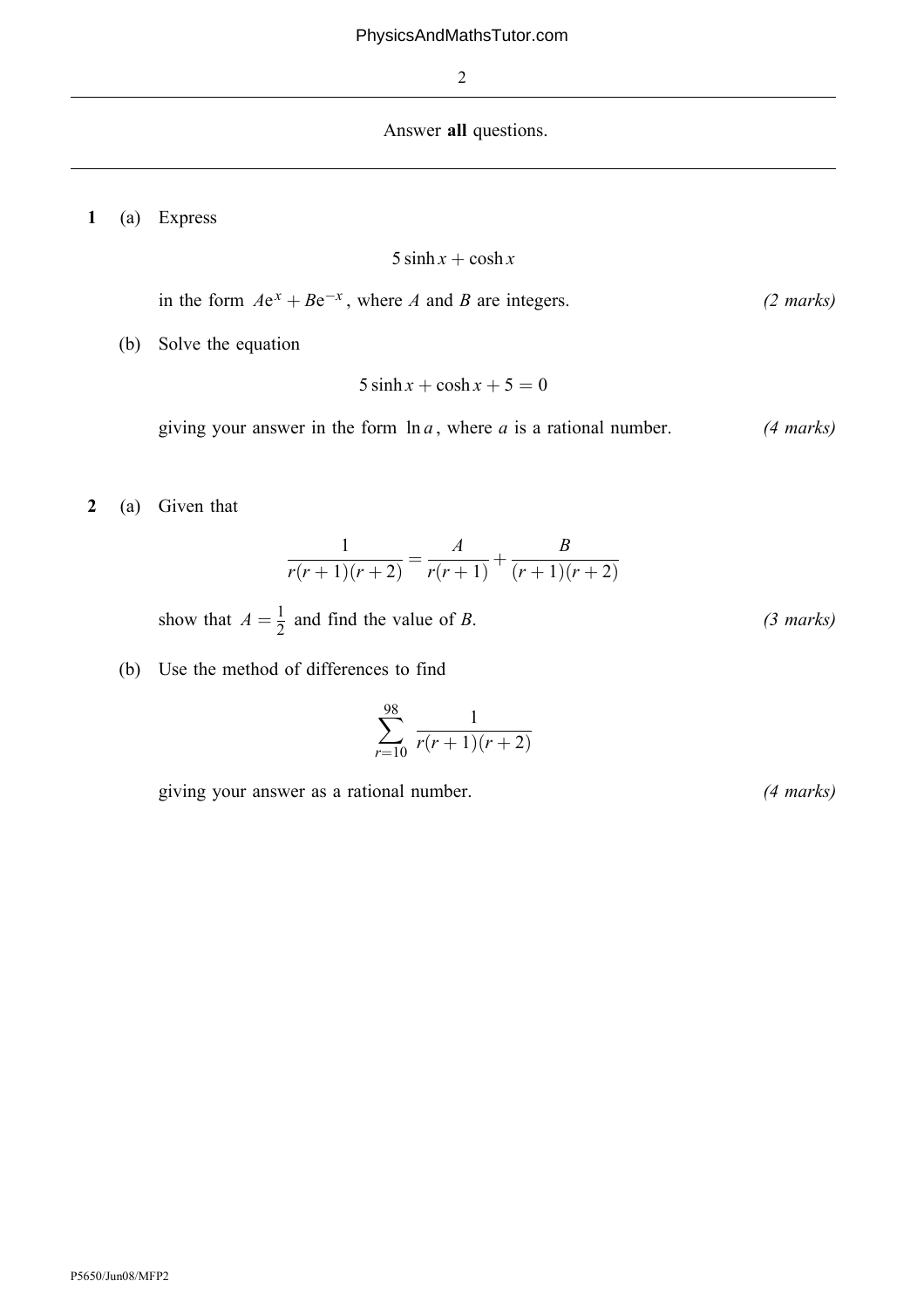Answer **all** questions.

**1** (a) Express

$$5 \sinh x + \cosh x$$

in the form $A\mathrm{e}^{x} + B\mathrm{e}^{-x}$, where $A$ and $B$ are integers. *(2 marks)*

(b) Solve the equation

$$5 \sinh x + \cosh x + 5 = 0$$

giving your answer in the form $\ln a$, where $a$ is a rational number. *(4 marks)*

**2** (a) Given that

$$\frac{1}{r(r+1)(r+2)} = \frac{A}{r(r+1)} + \frac{B}{(r+1)(r+2)}$$

show that $A = \frac{1}{2}$ and find the value of $B$. *(3 marks)*

(b) Use the method of differences to find

$$\sum_{r=10}^{98} \frac{1}{r(r+1)(r+2)}$$

giving your answer as a rational number. *(4 marks)*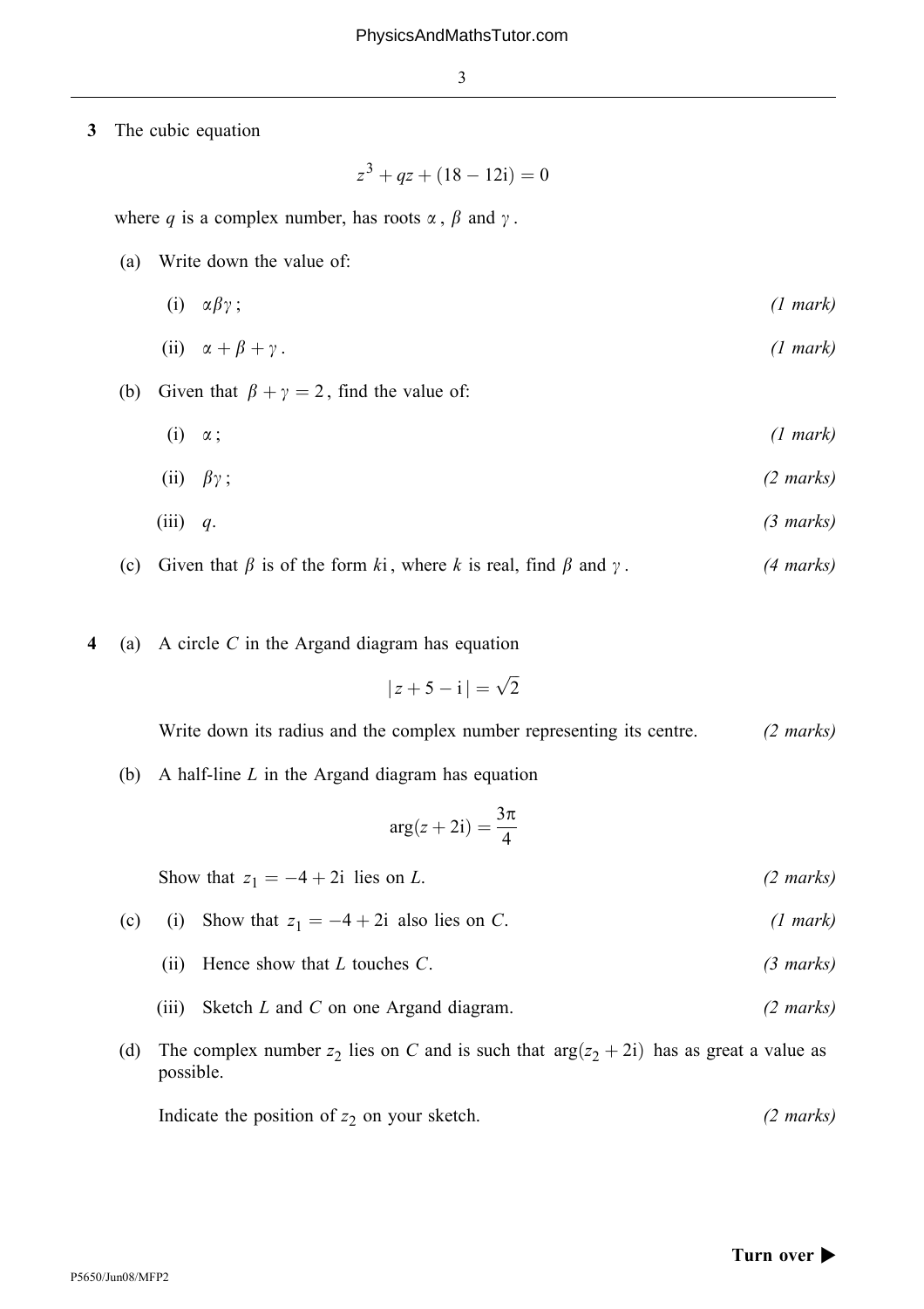**3** The cubic equation

$$z^3 + qz + (18 - 12\mathrm{i}) = 0$$

where $q$ is a complex number, has roots $\alpha$, $\beta$ and $\gamma$.

(a) Write down the value of:

(i) $\alpha\beta\gamma$; *(1 mark)*

(ii) $\alpha + \beta + \gamma$. *(1 mark)*

(b) Given that $\beta + \gamma = 2$, find the value of:

(i) $\alpha$; *(1 mark)*

(ii) $\beta\gamma$; *(2 marks)*

(iii) $q$. *(3 marks)*

(c) Given that $\beta$ is of the form $k\mathrm{i}$, where $k$ is real, find $\beta$ and $\gamma$. *(4 marks)*

**4** (a) A circle $C$ in the Argand diagram has equation

$$|z + 5 - \mathrm{i}| = \sqrt{2}$$

Write down its radius and the complex number representing its centre. *(2 marks)*

(b) A half-line $L$ in the Argand diagram has equation

$$\arg(z + 2\mathrm{i}) = \frac{3\pi}{4}$$

Show that $z_1 = -4 + 2\mathrm{i}$ lies on $L$. *(2 marks)*

(c) (i) Show that $z_1 = -4 + 2\mathrm{i}$ also lies on $C$. *(1 mark)*

(ii) Hence show that $L$ touches $C$. *(3 marks)*

(iii) Sketch $L$ and $C$ on one Argand diagram. *(2 marks)*

(d) The complex number $z_2$ lies on $C$ and is such that $\arg(z_2 + 2\mathrm{i})$ has as great a value as possible.

Indicate the position of $z_2$ on your sketch. *(2 marks)*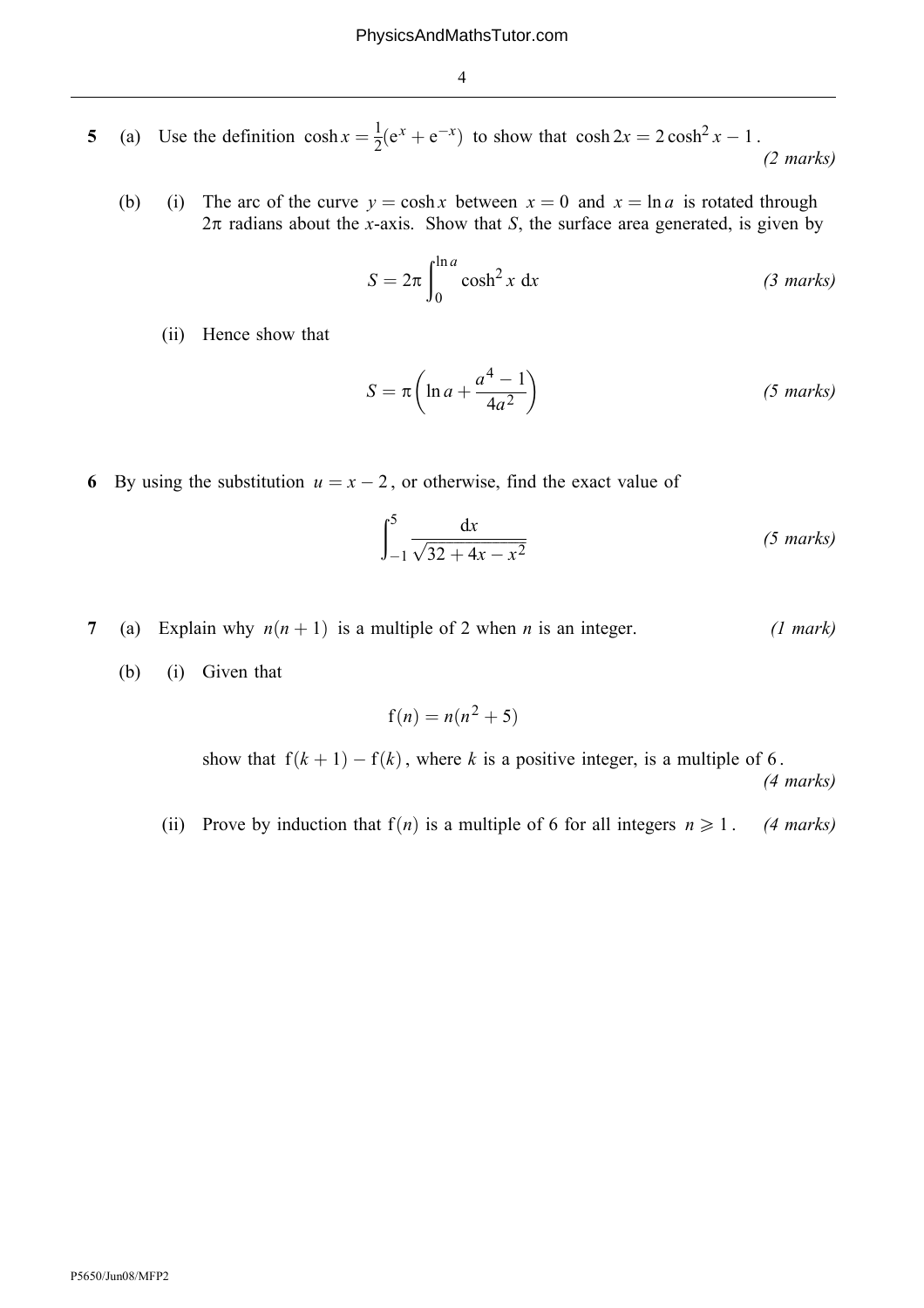**5** (a) Use the definition $\cosh x = \frac{1}{2}(\mathrm{e}^x + \mathrm{e}^{-x})$ to show that $\cosh 2x = 2\cosh^2 x - 1$. *(2 marks)*

(b) (i) The arc of the curve $y = \cosh x$ between $x = 0$ and $x = \ln a$ is rotated through $2\pi$ radians about the $x$-axis. Show that $S$, the surface area generated, is given by

$$S = 2\pi \int_0^{\ln a} \cosh^2 x \, \mathrm{d}x \qquad \textit{(3 marks)}$$

(ii) Hence show that

$$S = \pi\left(\ln a + \frac{a^4 - 1}{4a^2}\right) \qquad \textit{(5 marks)}$$

**6** By using the substitution $u = x - 2$, or otherwise, find the exact value of

$$\int_{-1}^{5} \frac{\mathrm{d}x}{\sqrt{32 + 4x - x^2}} \qquad \textit{(5 marks)}$$

**7** (a) Explain why $n(n+1)$ is a multiple of 2 when $n$ is an integer. *(1 mark)*

(b) (i) Given that

$$\mathrm{f}(n) = n(n^2 + 5)$$

show that $\mathrm{f}(k+1) - \mathrm{f}(k)$, where $k$ is a positive integer, is a multiple of 6. *(4 marks)*

(ii) Prove by induction that $\mathrm{f}(n)$ is a multiple of 6 for all integers $n \geqslant 1$. *(4 marks)*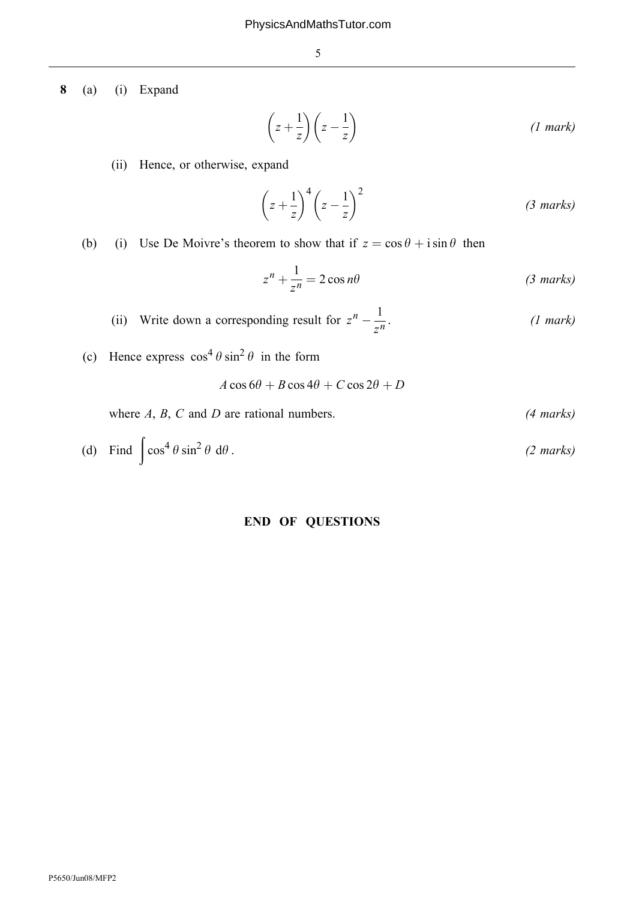**8** (a) (i) Expand

$$\left(z+\frac{1}{z}\right)\left(z-\frac{1}{z}\right) \qquad \textit{(1 mark)}$$

(ii) Hence, or otherwise, expand

$$\left(z+\frac{1}{z}\right)^4\left(z-\frac{1}{z}\right)^2 \qquad \textit{(3 marks)}$$

(b) (i) Use De Moivre's theorem to show that if $z = \cos\theta + \mathrm{i}\sin\theta$ then

$$z^n + \frac{1}{z^n} = 2\cos n\theta \qquad \textit{(3 marks)}$$

(ii) Write down a corresponding result for $z^n - \dfrac{1}{z^n}$. *(1 mark)*

(c) Hence express $\cos^4\theta\sin^2\theta$ in the form

$$A\cos 6\theta + B\cos 4\theta + C\cos 2\theta + D$$

where $A$, $B$, $C$ and $D$ are rational numbers. *(4 marks)*

(d) Find $\displaystyle\int \cos^4\theta\sin^2\theta \; \mathrm{d}\theta$. *(2 marks)*

**END OF QUESTIONS**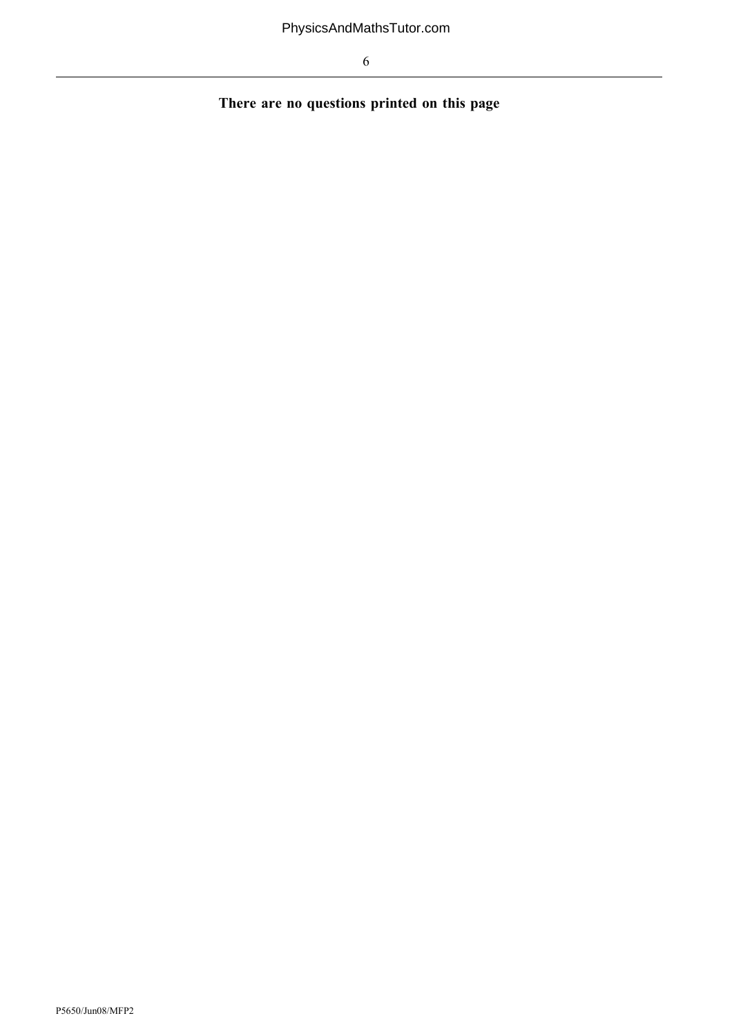**There are no questions printed on this page**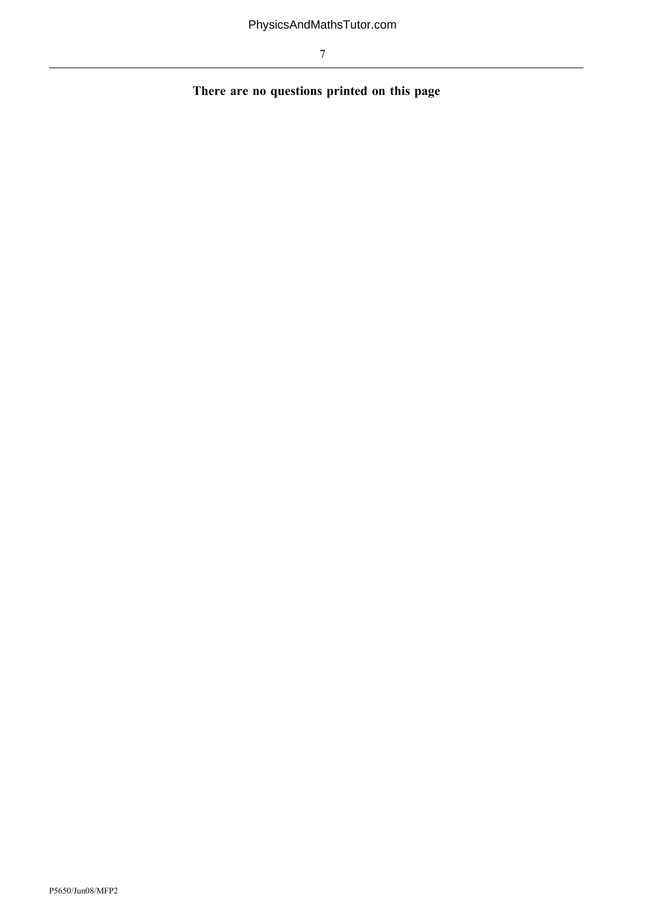**There are no questions printed on this page**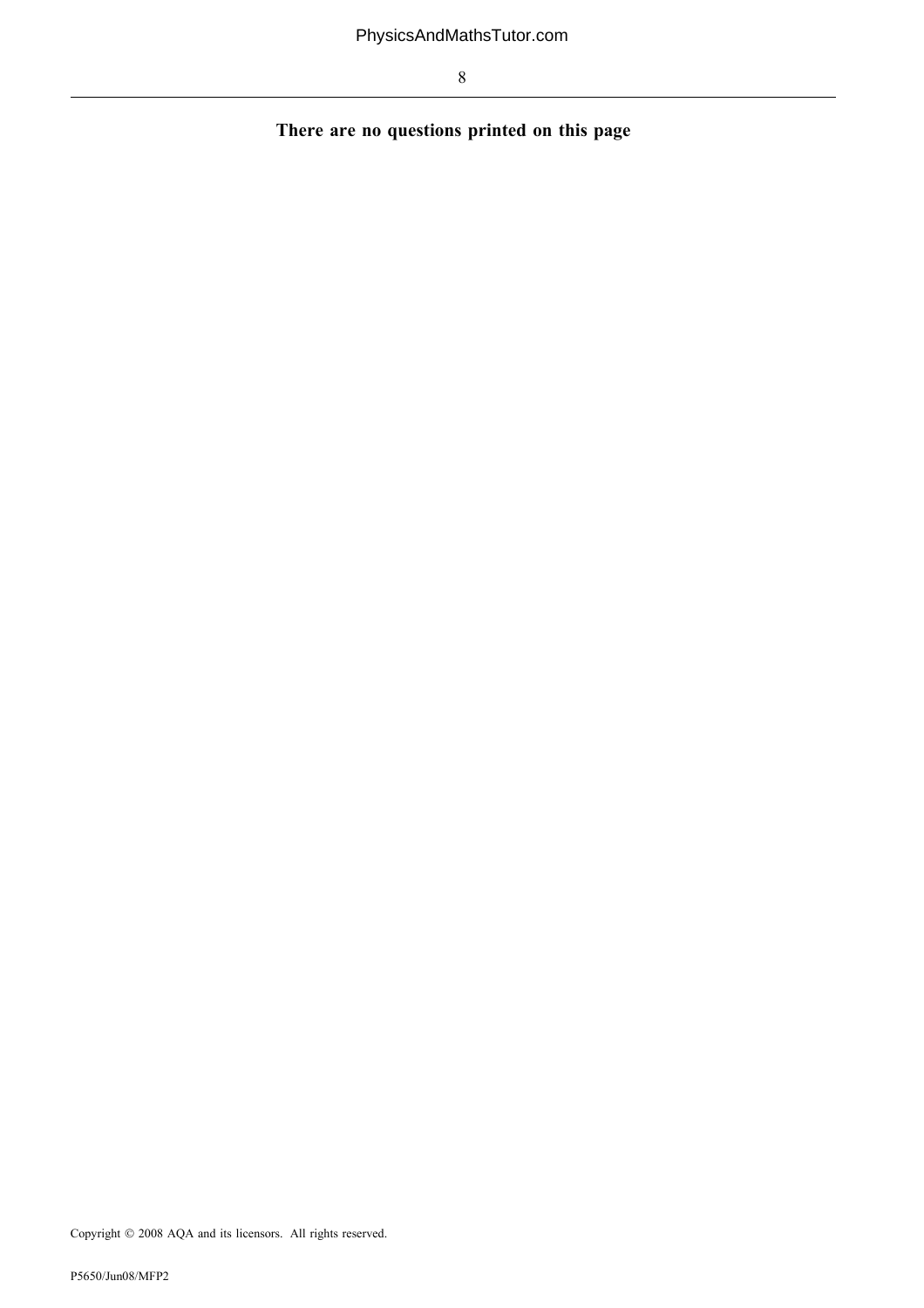**There are no questions printed on this page**

Copyright © 2008 AQA and its licensors. All rights reserved.

P5650/Jun08/MFP2